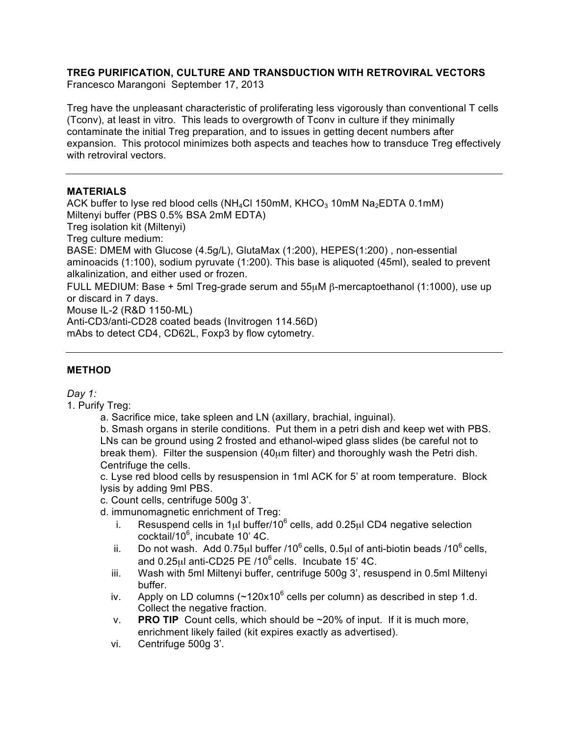**TREG PURIFICATION, CULTURE AND TRANSDUCTION WITH RETROVIRAL VECTORS**
Francesco Marangoni September 17, 2013

Treg have the unpleasant characteristic of proliferating less vigorously than conventional T cells (Tconv), at least in vitro. This leads to overgrowth of Tconv in culture if they minimally contaminate the initial Treg preparation, and to issues in getting decent numbers after expansion. This protocol minimizes both aspects and teaches how to transduce Treg effectively with retroviral vectors.

---

## MATERIALS

ACK buffer to lyse red blood cells ($NH_4Cl$ 150mM, $KHCO_3$ 10mM $Na_2EDTA$ 0.1mM)
Miltenyi buffer (PBS 0.5% BSA 2mM EDTA)
Treg isolation kit (Miltenyi)
Treg culture medium:
BASE: DMEM with Glucose (4.5g/L), GlutaMax (1:200), HEPES(1:200) , non-essential aminoacids (1:100), sodium pyruvate (1:200). This base is aliquoted (45ml), sealed to prevent alkalinization, and either used or frozen.
FULL MEDIUM: Base + 5ml Treg-grade serum and 55μM β-mercaptoethanol (1:1000), use up or discard in 7 days.
Mouse IL-2 (R&D 1150-ML)
Anti-CD3/anti-CD28 coated beads (Invitrogen 114.56D)
mAbs to detect CD4, CD62L, Foxp3 by flow cytometry.

---

## METHOD

*Day 1:*

1. Purify Treg:
   a. Sacrifice mice, take spleen and LN (axillary, brachial, inguinal).
   b. Smash organs in sterile conditions. Put them in a petri dish and keep wet with PBS. LNs can be ground using 2 frosted and ethanol-wiped glass slides (be careful not to break them). Filter the suspension (40μm filter) and thoroughly wash the Petri dish. Centrifuge the cells.
   c. Lyse red blood cells by resuspension in 1ml ACK for 5' at room temperature. Block lysis by adding 9ml PBS.
   c. Count cells, centrifuge 500g 3'.
   d. immunomagnetic enrichment of Treg:
      i. Resuspend cells in 1μl buffer/$10^6$ cells, add 0.25μl CD4 negative selection cocktail/$10^6$, incubate 10' 4C.
      ii. Do not wash. Add 0.75μl buffer /$10^6$ cells, 0.5μl of anti-biotin beads /$10^6$ cells, and 0.25μl anti-CD25 PE /$10^6$ cells. Incubate 15' 4C.
      iii. Wash with 5ml Miltenyi buffer, centrifuge 500g 3', resuspend in 0.5ml Miltenyi buffer.
      iv. Apply on LD columns (~$120 \times 10^6$ cells per column) as described in step 1.d. Collect the negative fraction.
      v. **PRO TIP** Count cells, which should be ~20% of input. If it is much more, enrichment likely failed (kit expires exactly as advertised).
      vi. Centrifuge 500g 3'.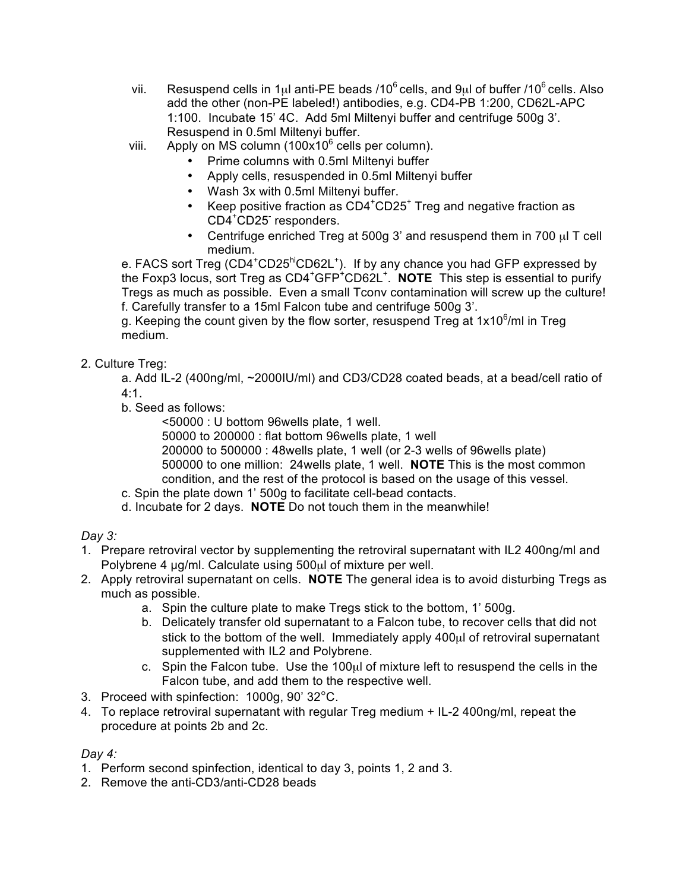vii. Resuspend cells in 1μl anti-PE beads /$10^6$ cells, and 9μl of buffer /$10^6$ cells. Also add the other (non-PE labeled!) antibodies, e.g. CD4-PB 1:200, CD62L-APC 1:100. Incubate 15' 4C. Add 5ml Miltenyi buffer and centrifuge 500g 3'. Resuspend in 0.5ml Miltenyi buffer.

viii. Apply on MS column ($100 \times 10^6$ cells per column).
- Prime columns with 0.5ml Miltenyi buffer
- Apply cells, resuspended in 0.5ml Miltenyi buffer
- Wash 3x with 0.5ml Miltenyi buffer.
- Keep positive fraction as $CD4^+CD25^+$ Treg and negative fraction as $CD4^+CD25^-$ responders.
- Centrifuge enriched Treg at 500g 3' and resuspend them in 700 μl T cell medium.

e. FACS sort Treg ($CD4^+CD25^{hi}CD62L^+$). If by any chance you had GFP expressed by the Foxp3 locus, sort Treg as $CD4^+GFP^+CD62L^+$. **NOTE** This step is essential to purify Tregs as much as possible. Even a small Tconv contamination will screw up the culture!

f. Carefully transfer to a 15ml Falcon tube and centrifuge 500g 3'.

g. Keeping the count given by the flow sorter, resuspend Treg at $1 \times 10^6$/ml in Treg medium.

2. Culture Treg:

   a. Add IL-2 (400ng/ml, ~2000IU/ml) and CD3/CD28 coated beads, at a bead/cell ratio of 4:1.

   b. Seed as follows:

      <50000 : U bottom 96wells plate, 1 well.
      50000 to 200000 : flat bottom 96wells plate, 1 well
      200000 to 500000 : 48wells plate, 1 well (or 2-3 wells of 96wells plate)
      500000 to one million: 24wells plate, 1 well. **NOTE** This is the most common condition, and the rest of the protocol is based on the usage of this vessel.

   c. Spin the plate down 1' 500g to facilitate cell-bead contacts.

   d. Incubate for 2 days. **NOTE** Do not touch them in the meanwhile!

*Day 3:*

1. Prepare retroviral vector by supplementing the retroviral supernatant with IL2 400ng/ml and Polybrene 4 μg/ml. Calculate using 500μl of mixture per well.
2. Apply retroviral supernatant on cells. **NOTE** The general idea is to avoid disturbing Tregs as much as possible.
   a. Spin the culture plate to make Tregs stick to the bottom, 1' 500g.
   b. Delicately transfer old supernatant to a Falcon tube, to recover cells that did not stick to the bottom of the well. Immediately apply 400μl of retroviral supernatant supplemented with IL2 and Polybrene.
   c. Spin the Falcon tube. Use the 100μl of mixture left to resuspend the cells in the Falcon tube, and add them to the respective well.
3. Proceed with spinfection: 1000g, 90' 32°C.
4. To replace retroviral supernatant with regular Treg medium + IL-2 400ng/ml, repeat the procedure at points 2b and 2c.

*Day 4:*

1. Perform second spinfection, identical to day 3, points 1, 2 and 3.
2. Remove the anti-CD3/anti-CD28 beads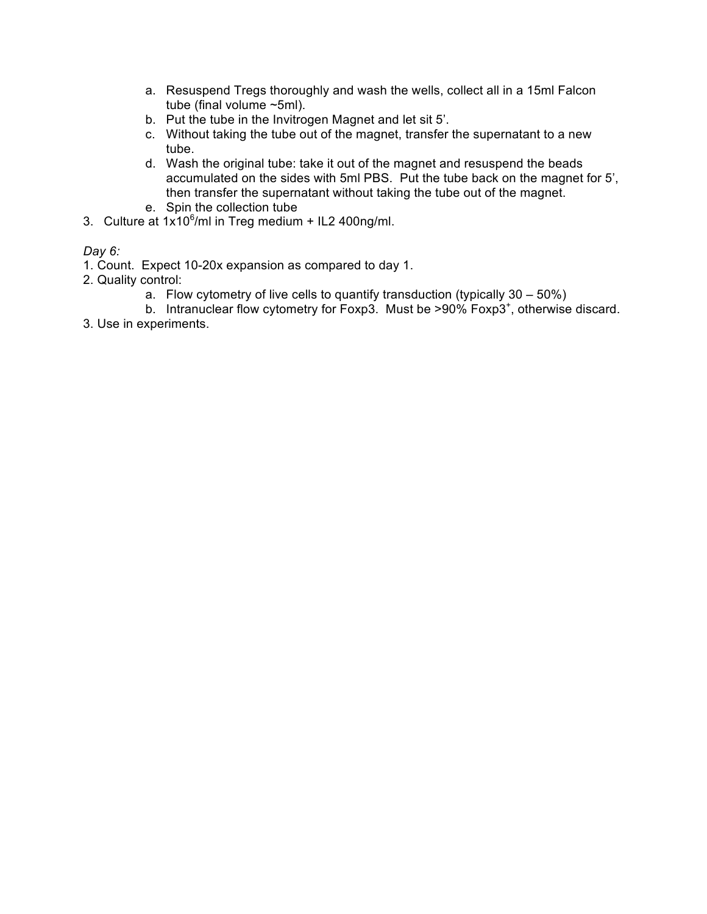a. Resuspend Tregs thoroughly and wash the wells, collect all in a 15ml Falcon tube (final volume ~5ml).
   b. Put the tube in the Invitrogen Magnet and let sit 5'.
   c. Without taking the tube out of the magnet, transfer the supernatant to a new tube.
   d. Wash the original tube: take it out of the magnet and resuspend the beads accumulated on the sides with 5ml PBS. Put the tube back on the magnet for 5', then transfer the supernatant without taking the tube out of the magnet.
   e. Spin the collection tube

3. Culture at $1x10^6$/ml in Treg medium + IL2 400ng/ml.

*Day 6:*

1. Count. Expect 10-20x expansion as compared to day 1.
2. Quality control:
   a. Flow cytometry of live cells to quantify transduction (typically 30 – 50%)
   b. Intranuclear flow cytometry for Foxp3. Must be >90% $Foxp3^+$, otherwise discard.
3. Use in experiments.